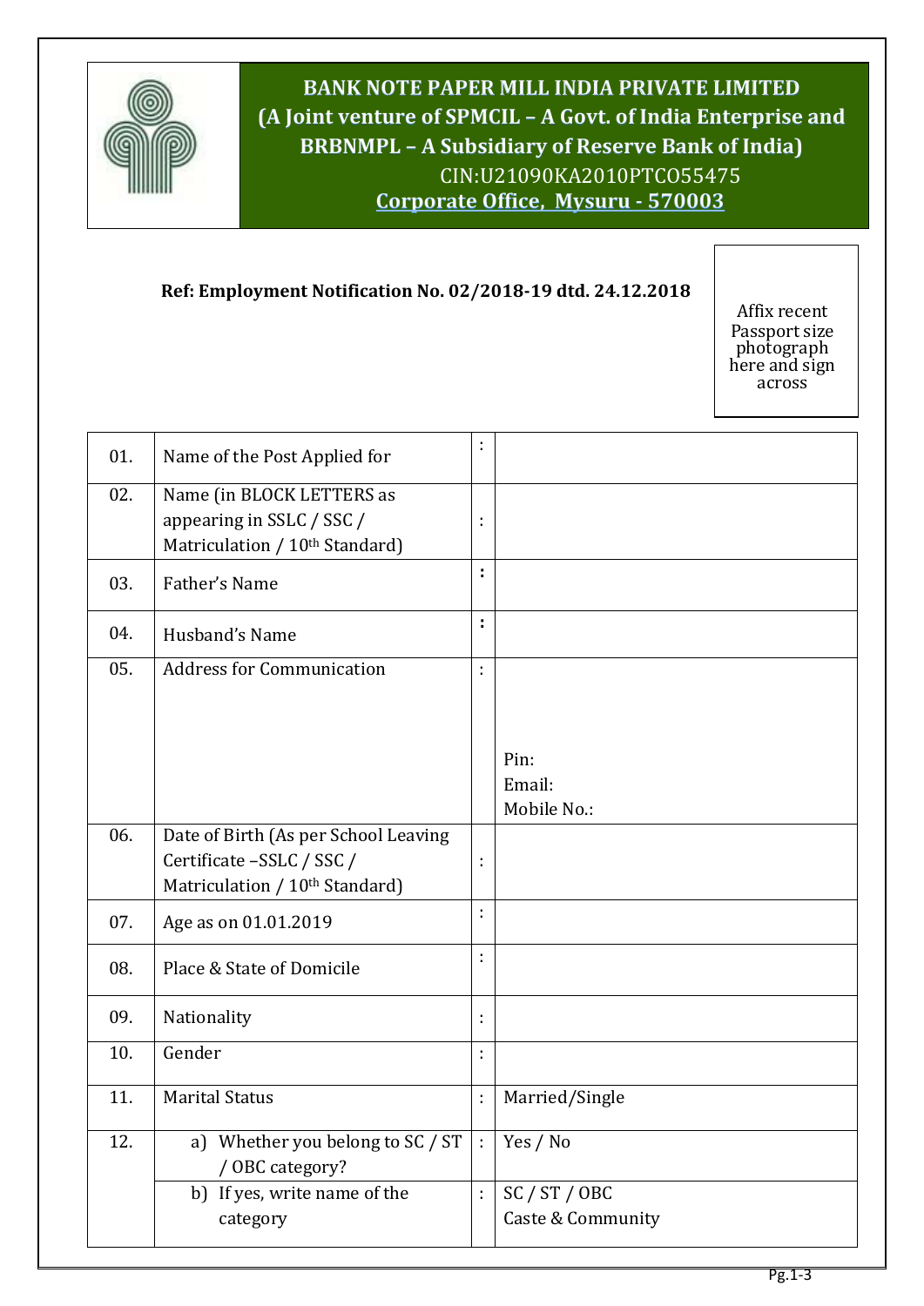# BANK NOTE PAPER MILL INDIA PRIVATE LIMITED

**(A Joint venture of SPMCIL – A Govt. of India Enterprise and BRBNMPL – A Subsidiary of Reserve Bank of India)**

CIN:U21090KA2010PTCO55475

**Corporate Office, Mysuru - 570003**

**Ref: Employment Notification No. 02/2018-19 dtd. 24.12.2018**

Affix recent Passport size photograph here and sign across

| | | | |
|---|---|---|---|
| 01. | Name of the Post Applied for | : | |
| 02. | Name (in BLOCK LETTERS as appearing in SSLC / SSC / Matriculation / 10th Standard) | : | |
| 03. | Father's Name | : | |
| 04. | Husband's Name | : | |
| 05. | Address for Communication | : | Pin:<br>Email:<br>Mobile No.: |
| 06. | Date of Birth (As per School Leaving Certificate –SSLC / SSC / Matriculation / 10th Standard) | : | |
| 07. | Age as on 01.01.2019 | : | |
| 08. | Place & State of Domicile | : | |
| 09. | Nationality | : | |
| 10. | Gender | : | |
| 11. | Marital Status | : | Married/Single |
| 12. | a) Whether you belong to SC / ST / OBC category? | : | Yes / No |
| | b) If yes, write name of the category | : | SC / ST / OBC<br>Caste & Community |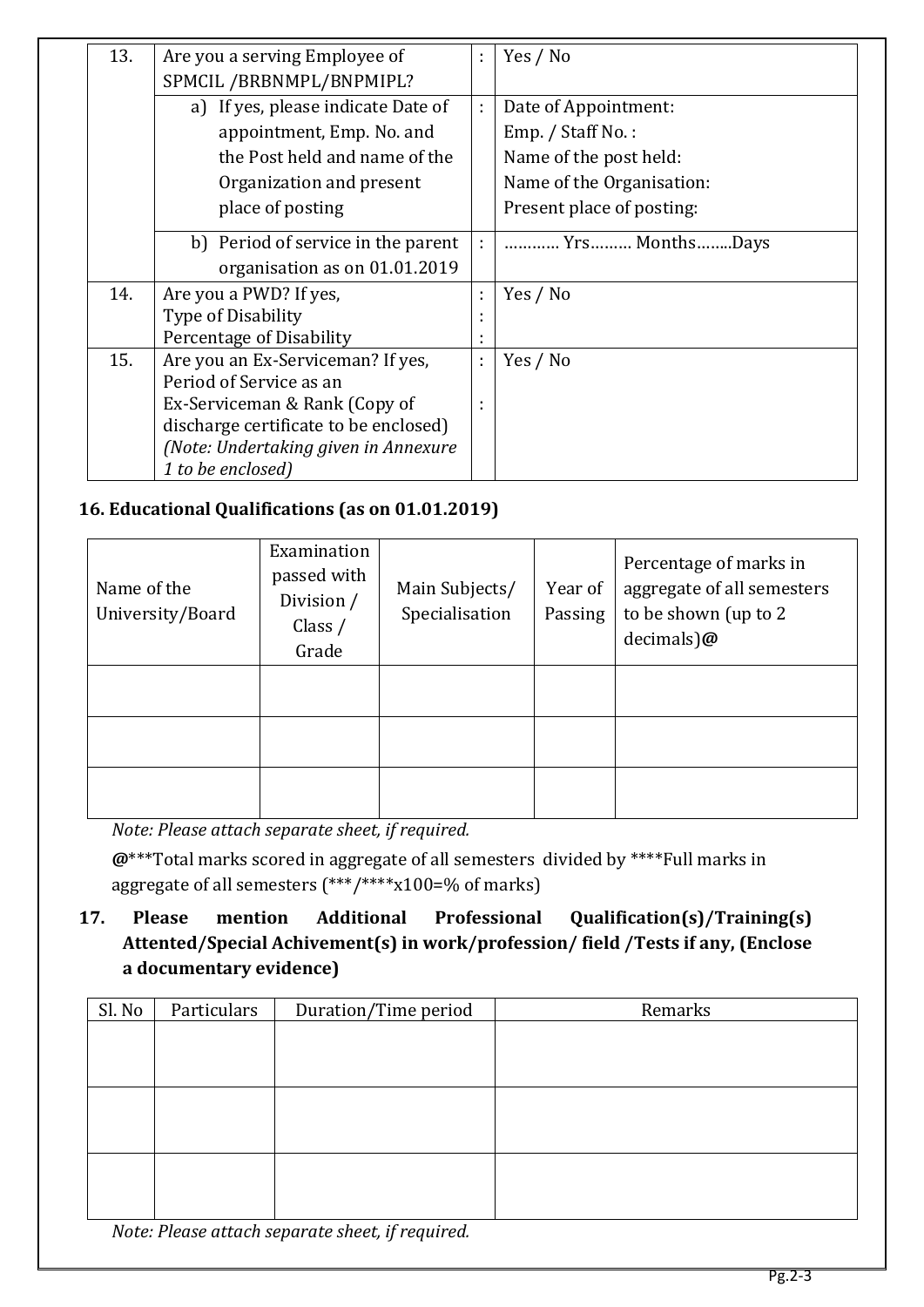| | | | |
|---|---|---|---|
| 13. | Are you a serving Employee of SPMCIL /BRBNMPL/BNPMIPL? | : | Yes / No |
| | a) If yes, please indicate Date of appointment, Emp. No. and the Post held and name of the Organization and present place of posting | : | Date of Appointment:<br>Emp. / Staff No. :<br>Name of the post held:<br>Name of the Organisation:<br>Present place of posting: |
| | b) Period of service in the parent organisation as on 01.01.2019 | : | ………… Yrs……… Months……..Days |
| 14. | Are you a PWD? If yes,<br>Type of Disability<br>Percentage of Disability | :<br>:<br>: | Yes / No |
| 15. | Are you an Ex-Serviceman? If yes, Period of Service as an Ex-Serviceman & Rank (Copy of discharge certificate to be enclosed)<br>*(Note: Undertaking given in Annexure 1 to be enclosed)* | :<br><br>: | Yes / No |

### 16. Educational Qualifications (as on 01.01.2019)

| Name of the University/Board | Examination passed with Division / Class / Grade | Main Subjects/ Specialisation | Year of Passing | Percentage of marks in aggregate of all semesters to be shown (up to 2 decimals)**@** |
|---|---|---|---|---|
| | | | | |
| | | | | |
| | | | | |

*Note: Please attach separate sheet, if required.*

**@*****Total marks scored in aggregate of all semesters divided by ****Full marks in aggregate of all semesters (***/****x100=% of marks)

### 17. Please mention Additional Professional Qualification(s)/Training(s) Attented/Special Achivement(s) in work/profession/ field /Tests if any, (Enclose a documentary evidence)

| Sl. No | Particulars | Duration/Time period | Remarks |
|---|---|---|---|
| | | | |
| | | | |
| | | | |

*Note: Please attach separate sheet, if required.*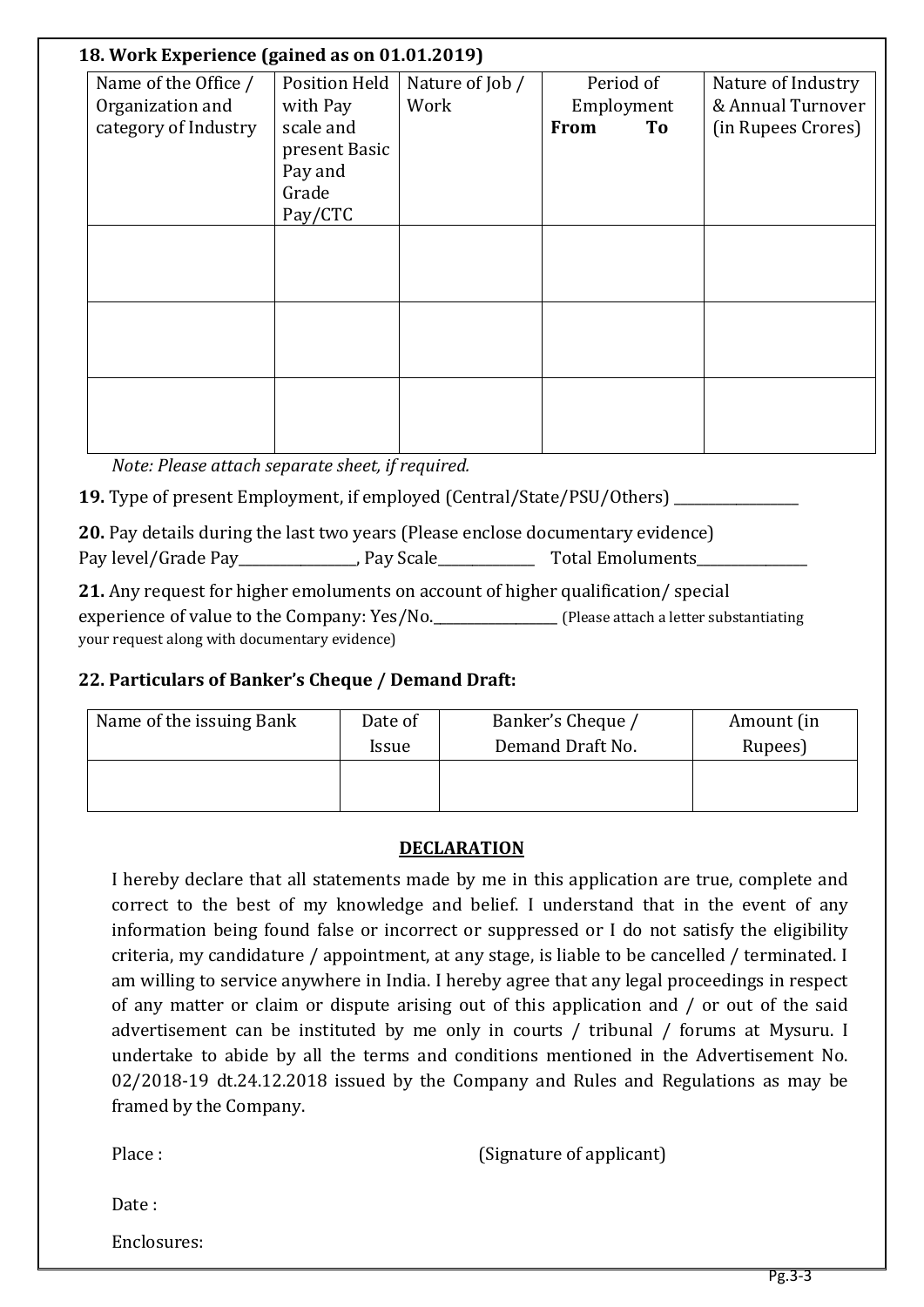**18. Work Experience (gained as on 01.01.2019)**

| Name of the Office / Organization and category of Industry | Position Held with Pay scale and present Basic Pay and Grade Pay/CTC | Nature of Job / Work | Period of Employment **From** **To** | Nature of Industry & Annual Turnover (in Rupees Crores) |
|---|---|---|---|---|
| | | | | |
| | | | | |
| | | | | |

*Note: Please attach separate sheet, if required.*

**19.** Type of present Employment, if employed (Central/State/PSU/Others) ________________

**20.** Pay details during the last two years (Please enclose documentary evidence)
Pay level/Grade Pay________________, Pay Scale_____________ Total Emoluments_______________

**21.** Any request for higher emoluments on account of higher qualification/ special experience of value to the Company: Yes/No.________________ (Please attach a letter substantiating your request along with documentary evidence)

**22. Particulars of Banker's Cheque / Demand Draft:**

| Name of the issuing Bank | Date of Issue | Banker's Cheque / Demand Draft No. | Amount (in Rupees) |
|---|---|---|---|
| | | | |

**DECLARATION**

I hereby declare that all statements made by me in this application are true, complete and correct to the best of my knowledge and belief. I understand that in the event of any information being found false or incorrect or suppressed or I do not satisfy the eligibility criteria, my candidature / appointment, at any stage, is liable to be cancelled / terminated. I am willing to service anywhere in India. I hereby agree that any legal proceedings in respect of any matter or claim or dispute arising out of this application and / or out of the said advertisement can be instituted by me only in courts / tribunal / forums at Mysuru. I undertake to abide by all the terms and conditions mentioned in the Advertisement No. 02/2018-19 dt.24.12.2018 issued by the Company and Rules and Regulations as may be framed by the Company.

Place : (Signature of applicant)

Date :

Enclosures: